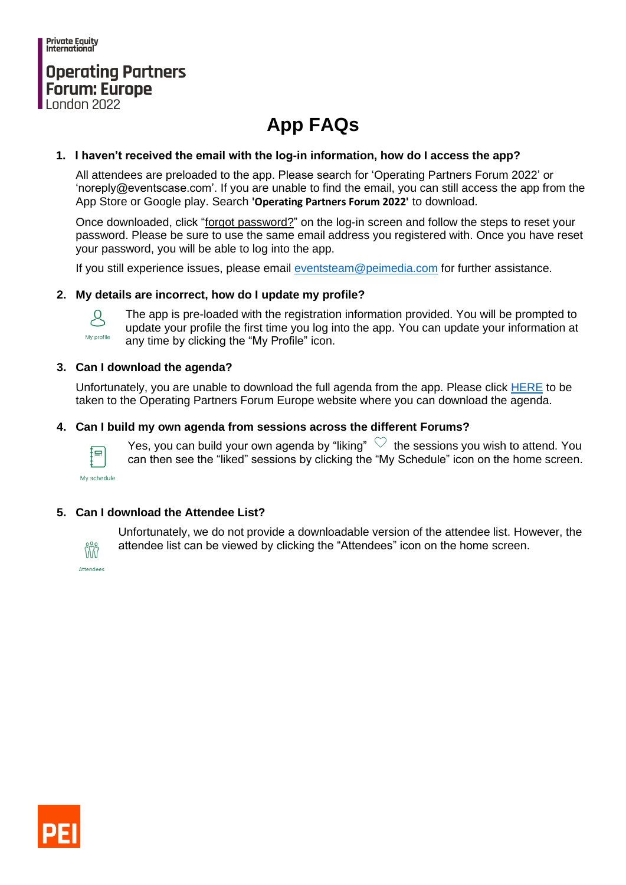Private Equity International

**Operating Partners Forum: Europe**
London 2022

# App FAQs

1. **I haven't received the email with the log-in information, how do I access the app?**

   All attendees are preloaded to the app. Please search for 'Operating Partners Forum 2022' or 'noreply@eventscase.com'. If you are unable to find the email, you can still access the app from the App Store or Google play. Search **'Operating Partners Forum 2022'** to download.

   Once downloaded, click "forgot password?" on the log-in screen and follow the steps to reset your password. Please be sure to use the same email address you registered with. Once you have reset your password, you will be able to log into the app.

   If you still experience issues, please email eventsteam@peimedia.com for further assistance.

2. **My details are incorrect, how do I update my profile?**

   My profile

   The app is pre-loaded with the registration information provided. You will be prompted to update your profile the first time you log into the app. You can update your information at any time by clicking the "My Profile" icon.

3. **Can I download the agenda?**

   Unfortunately, you are unable to download the full agenda from the app. Please click HERE to be taken to the Operating Partners Forum Europe website where you can download the agenda.

4. **Can I build my own agenda from sessions across the different Forums?**

   My schedule

   Yes, you can build your own agenda by "liking" the sessions you wish to attend. You can then see the "liked" sessions by clicking the "My Schedule" icon on the home screen.

5. **Can I download the Attendee List?**

   Attendees

   Unfortunately, we do not provide a downloadable version of the attendee list. However, the attendee list can be viewed by clicking the "Attendees" icon on the home screen.

PEI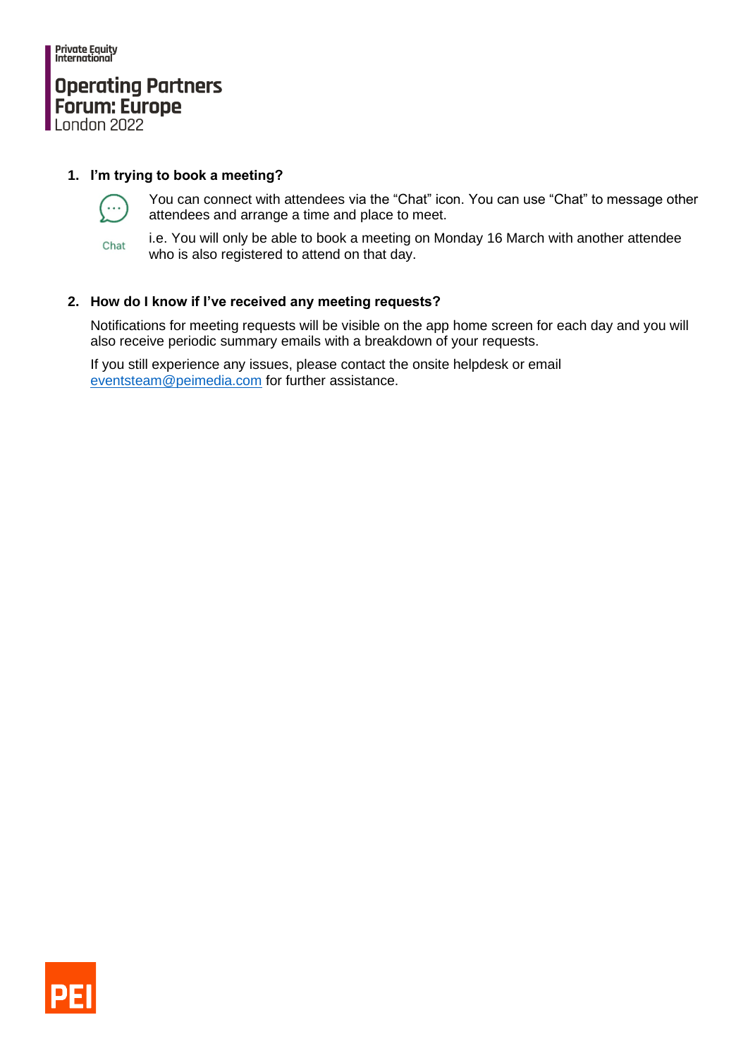Private Equity International

# Operating Partners Forum: Europe

London 2022

1. **I'm trying to book a meeting?**

   Chat

   You can connect with attendees via the "Chat" icon. You can use "Chat" to message other attendees and arrange a time and place to meet.

   i.e. You will only be able to book a meeting on Monday 16 March with another attendee who is also registered to attend on that day.

2. **How do I know if I've received any meeting requests?**

   Notifications for meeting requests will be visible on the app home screen for each day and you will also receive periodic summary emails with a breakdown of your requests.

   If you still experience any issues, please contact the onsite helpdesk or email eventsteam@peimedia.com for further assistance.

PEI